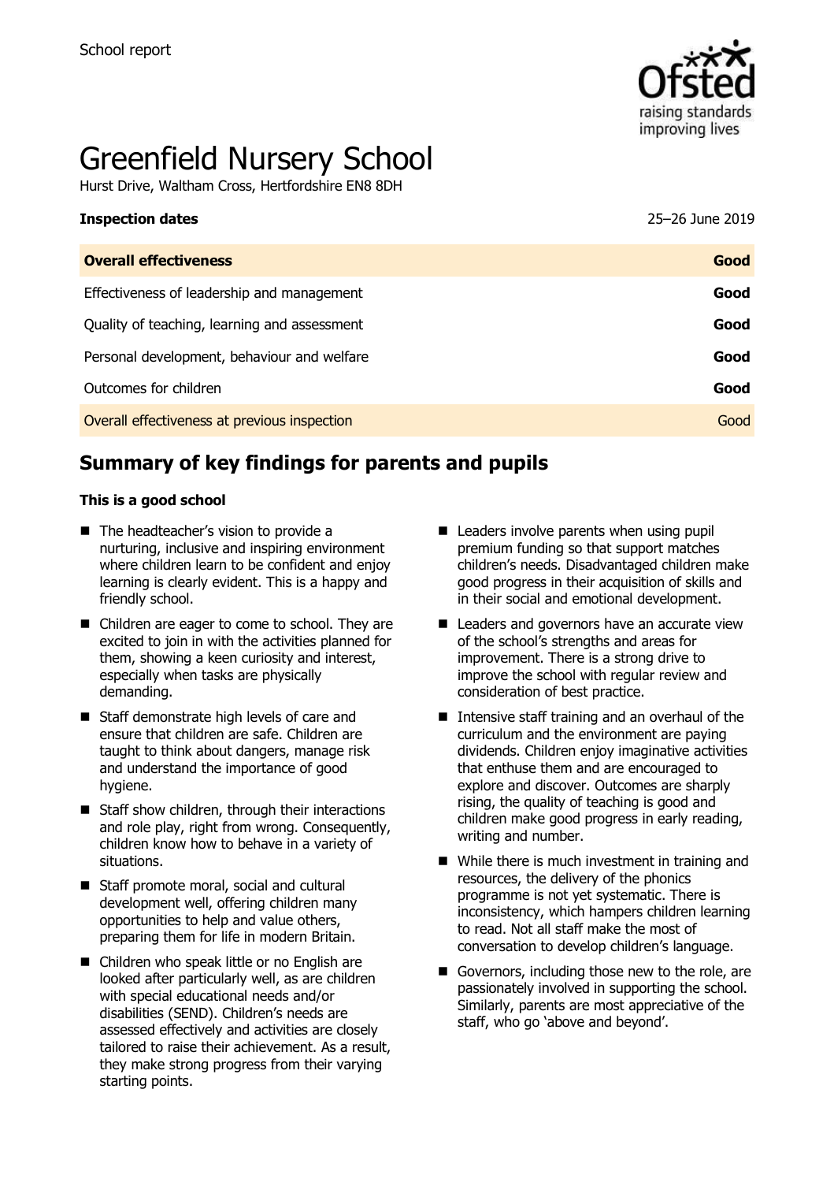School report

# Greenfield Nursery School

Hurst Drive, Waltham Cross, Hertfordshire EN8 8DH

| **Inspection dates** | 25–26 June 2019 |
| --- | --- |
| **Overall effectiveness** | **Good** |
| Effectiveness of leadership and management | **Good** |
| Quality of teaching, learning and assessment | **Good** |
| Personal development, behaviour and welfare | **Good** |
| Outcomes for children | **Good** |
| Overall effectiveness at previous inspection | Good |

## Summary of key findings for parents and pupils

**This is a good school**

- The headteacher's vision to provide a nurturing, inclusive and inspiring environment where children learn to be confident and enjoy learning is clearly evident. This is a happy and friendly school.
- Children are eager to come to school. They are excited to join in with the activities planned for them, showing a keen curiosity and interest, especially when tasks are physically demanding.
- Staff demonstrate high levels of care and ensure that children are safe. Children are taught to think about dangers, manage risk and understand the importance of good hygiene.
- Staff show children, through their interactions and role play, right from wrong. Consequently, children know how to behave in a variety of situations.
- Staff promote moral, social and cultural development well, offering children many opportunities to help and value others, preparing them for life in modern Britain.
- Children who speak little or no English are looked after particularly well, as are children with special educational needs and/or disabilities (SEND). Children's needs are assessed effectively and activities are closely tailored to raise their achievement. As a result, they make strong progress from their varying starting points.
- Leaders involve parents when using pupil premium funding so that support matches children's needs. Disadvantaged children make good progress in their acquisition of skills and in their social and emotional development.
- Leaders and governors have an accurate view of the school's strengths and areas for improvement. There is a strong drive to improve the school with regular review and consideration of best practice.
- Intensive staff training and an overhaul of the curriculum and the environment are paying dividends. Children enjoy imaginative activities that enthuse them and are encouraged to explore and discover. Outcomes are sharply rising, the quality of teaching is good and children make good progress in early reading, writing and number.
- While there is much investment in training and resources, the delivery of the phonics programme is not yet systematic. There is inconsistency, which hampers children learning to read. Not all staff make the most of conversation to develop children's language.
- Governors, including those new to the role, are passionately involved in supporting the school. Similarly, parents are most appreciative of the staff, who go 'above and beyond'.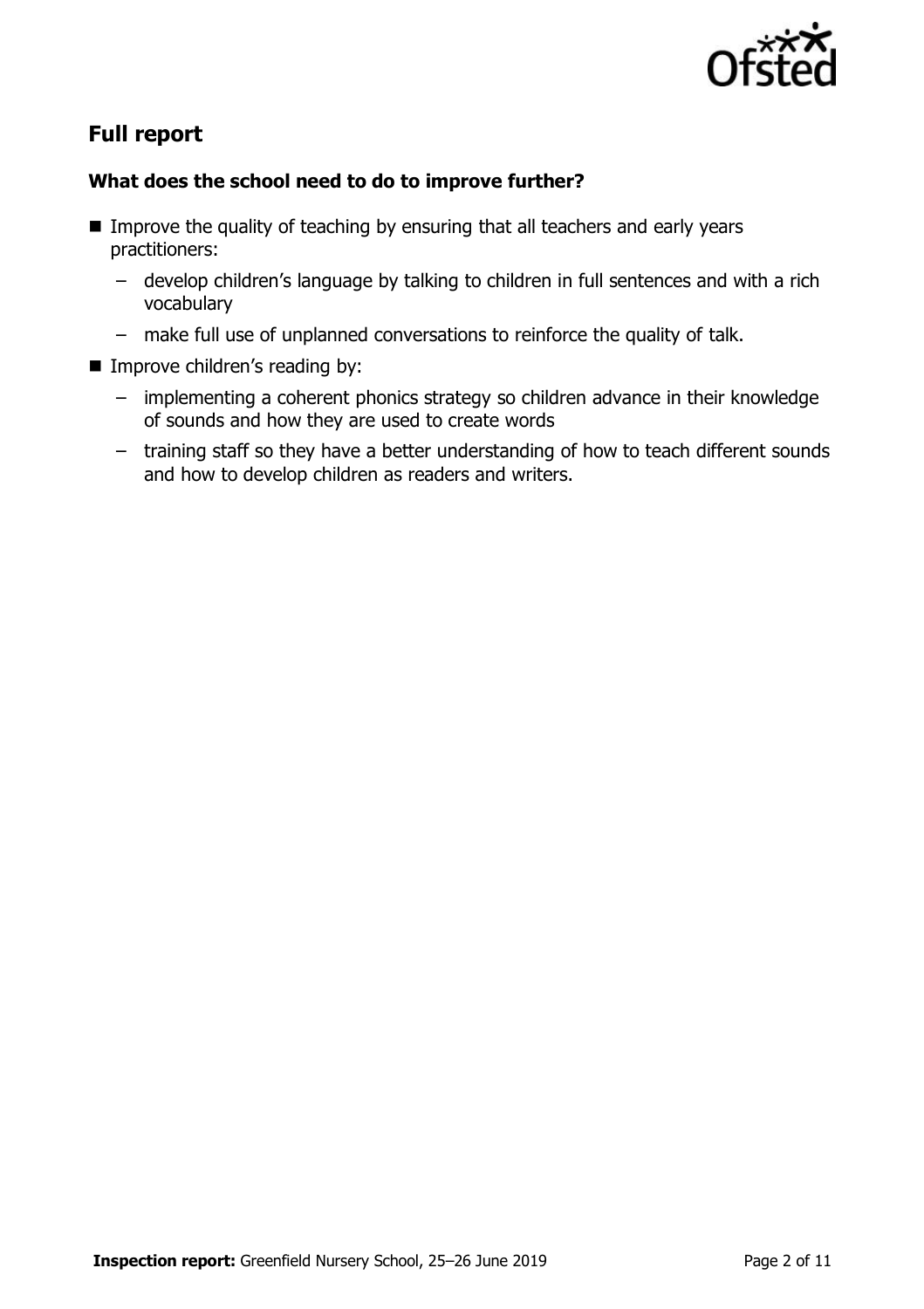## Full report

### What does the school need to do to improve further?

- Improve the quality of teaching by ensuring that all teachers and early years practitioners:
  - develop children's language by talking to children in full sentences and with a rich vocabulary
  - make full use of unplanned conversations to reinforce the quality of talk.
- Improve children's reading by:
  - implementing a coherent phonics strategy so children advance in their knowledge of sounds and how they are used to create words
  - training staff so they have a better understanding of how to teach different sounds and how to develop children as readers and writers.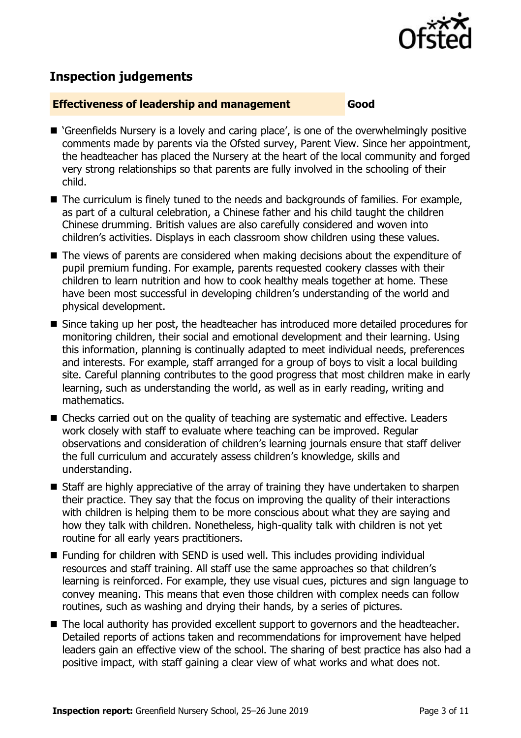## Inspection judgements

| Effectiveness of leadership and management | Good |
| --- | --- |

- 'Greenfields Nursery is a lovely and caring place', is one of the overwhelmingly positive comments made by parents via the Ofsted survey, Parent View. Since her appointment, the headteacher has placed the Nursery at the heart of the local community and forged very strong relationships so that parents are fully involved in the schooling of their child.
- The curriculum is finely tuned to the needs and backgrounds of families. For example, as part of a cultural celebration, a Chinese father and his child taught the children Chinese drumming. British values are also carefully considered and woven into children's activities. Displays in each classroom show children using these values.
- The views of parents are considered when making decisions about the expenditure of pupil premium funding. For example, parents requested cookery classes with their children to learn nutrition and how to cook healthy meals together at home. These have been most successful in developing children's understanding of the world and physical development.
- Since taking up her post, the headteacher has introduced more detailed procedures for monitoring children, their social and emotional development and their learning. Using this information, planning is continually adapted to meet individual needs, preferences and interests. For example, staff arranged for a group of boys to visit a local building site. Careful planning contributes to the good progress that most children make in early learning, such as understanding the world, as well as in early reading, writing and mathematics.
- Checks carried out on the quality of teaching are systematic and effective. Leaders work closely with staff to evaluate where teaching can be improved. Regular observations and consideration of children's learning journals ensure that staff deliver the full curriculum and accurately assess children's knowledge, skills and understanding.
- Staff are highly appreciative of the array of training they have undertaken to sharpen their practice. They say that the focus on improving the quality of their interactions with children is helping them to be more conscious about what they are saying and how they talk with children. Nonetheless, high-quality talk with children is not yet routine for all early years practitioners.
- Funding for children with SEND is used well. This includes providing individual resources and staff training. All staff use the same approaches so that children's learning is reinforced. For example, they use visual cues, pictures and sign language to convey meaning. This means that even those children with complex needs can follow routines, such as washing and drying their hands, by a series of pictures.
- The local authority has provided excellent support to governors and the headteacher. Detailed reports of actions taken and recommendations for improvement have helped leaders gain an effective view of the school. The sharing of best practice has also had a positive impact, with staff gaining a clear view of what works and what does not.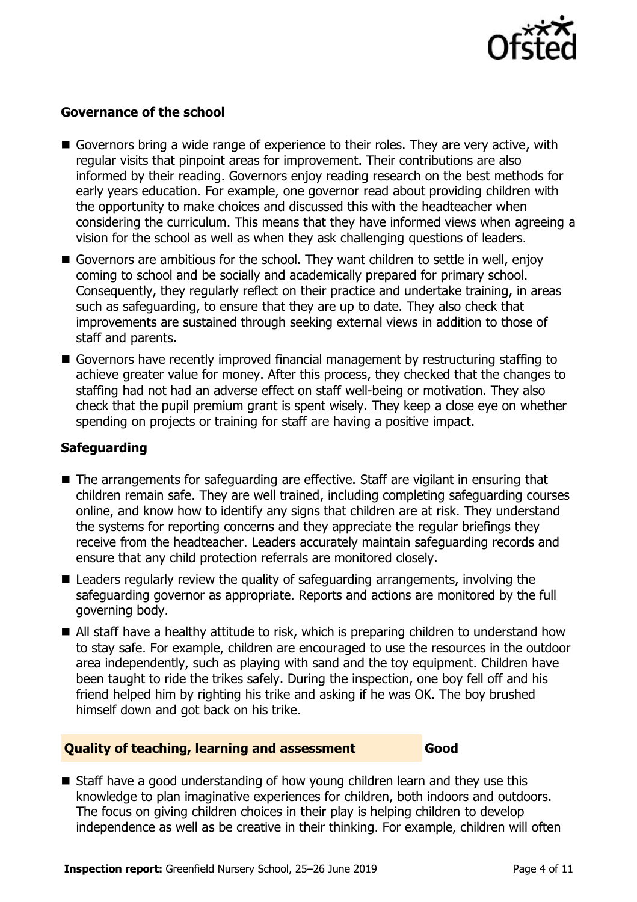### Governance of the school

- Governors bring a wide range of experience to their roles. They are very active, with regular visits that pinpoint areas for improvement. Their contributions are also informed by their reading. Governors enjoy reading research on the best methods for early years education. For example, one governor read about providing children with the opportunity to make choices and discussed this with the headteacher when considering the curriculum. This means that they have informed views when agreeing a vision for the school as well as when they ask challenging questions of leaders.
- Governors are ambitious for the school. They want children to settle in well, enjoy coming to school and be socially and academically prepared for primary school. Consequently, they regularly reflect on their practice and undertake training, in areas such as safeguarding, to ensure that they are up to date. They also check that improvements are sustained through seeking external views in addition to those of staff and parents.
- Governors have recently improved financial management by restructuring staffing to achieve greater value for money. After this process, they checked that the changes to staffing had not had an adverse effect on staff well-being or motivation. They also check that the pupil premium grant is spent wisely. They keep a close eye on whether spending on projects or training for staff are having a positive impact.

### Safeguarding

- The arrangements for safeguarding are effective. Staff are vigilant in ensuring that children remain safe. They are well trained, including completing safeguarding courses online, and know how to identify any signs that children are at risk. They understand the systems for reporting concerns and they appreciate the regular briefings they receive from the headteacher. Leaders accurately maintain safeguarding records and ensure that any child protection referrals are monitored closely.
- Leaders regularly review the quality of safeguarding arrangements, involving the safeguarding governor as appropriate. Reports and actions are monitored by the full governing body.
- All staff have a healthy attitude to risk, which is preparing children to understand how to stay safe. For example, children are encouraged to use the resources in the outdoor area independently, such as playing with sand and the toy equipment. Children have been taught to ride the trikes safely. During the inspection, one boy fell off and his friend helped him by righting his trike and asking if he was OK. The boy brushed himself down and got back on his trike.

### Quality of teaching, learning and assessment — Good

- Staff have a good understanding of how young children learn and they use this knowledge to plan imaginative experiences for children, both indoors and outdoors. The focus on giving children choices in their play is helping children to develop independence as well as be creative in their thinking. For example, children will often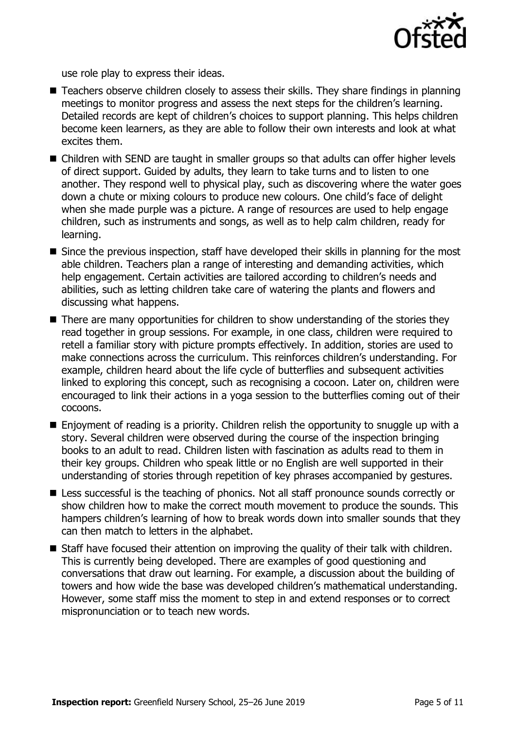use role play to express their ideas.

- Teachers observe children closely to assess their skills. They share findings in planning meetings to monitor progress and assess the next steps for the children's learning. Detailed records are kept of children's choices to support planning. This helps children become keen learners, as they are able to follow their own interests and look at what excites them.
- Children with SEND are taught in smaller groups so that adults can offer higher levels of direct support. Guided by adults, they learn to take turns and to listen to one another. They respond well to physical play, such as discovering where the water goes down a chute or mixing colours to produce new colours. One child's face of delight when she made purple was a picture. A range of resources are used to help engage children, such as instruments and songs, as well as to help calm children, ready for learning.
- Since the previous inspection, staff have developed their skills in planning for the most able children. Teachers plan a range of interesting and demanding activities, which help engagement. Certain activities are tailored according to children's needs and abilities, such as letting children take care of watering the plants and flowers and discussing what happens.
- There are many opportunities for children to show understanding of the stories they read together in group sessions. For example, in one class, children were required to retell a familiar story with picture prompts effectively. In addition, stories are used to make connections across the curriculum. This reinforces children's understanding. For example, children heard about the life cycle of butterflies and subsequent activities linked to exploring this concept, such as recognising a cocoon. Later on, children were encouraged to link their actions in a yoga session to the butterflies coming out of their cocoons.
- Enjoyment of reading is a priority. Children relish the opportunity to snuggle up with a story. Several children were observed during the course of the inspection bringing books to an adult to read. Children listen with fascination as adults read to them in their key groups. Children who speak little or no English are well supported in their understanding of stories through repetition of key phrases accompanied by gestures.
- Less successful is the teaching of phonics. Not all staff pronounce sounds correctly or show children how to make the correct mouth movement to produce the sounds. This hampers children's learning of how to break words down into smaller sounds that they can then match to letters in the alphabet.
- Staff have focused their attention on improving the quality of their talk with children. This is currently being developed. There are examples of good questioning and conversations that draw out learning. For example, a discussion about the building of towers and how wide the base was developed children's mathematical understanding. However, some staff miss the moment to step in and extend responses or to correct mispronunciation or to teach new words.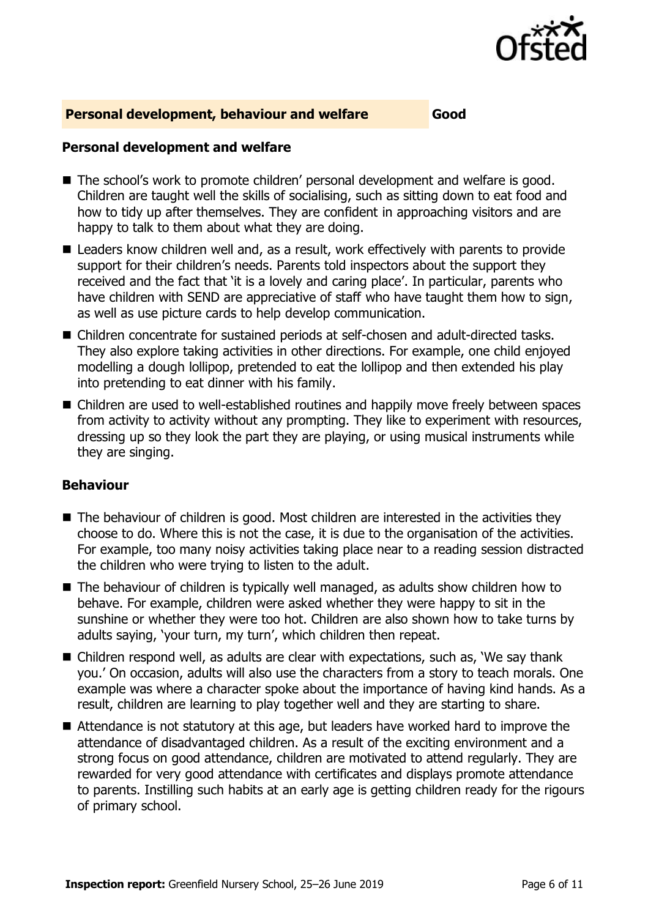## Personal development, behaviour and welfare — Good

### Personal development and welfare

- The school's work to promote children' personal development and welfare is good. Children are taught well the skills of socialising, such as sitting down to eat food and how to tidy up after themselves. They are confident in approaching visitors and are happy to talk to them about what they are doing.
- Leaders know children well and, as a result, work effectively with parents to provide support for their children's needs. Parents told inspectors about the support they received and the fact that 'it is a lovely and caring place'. In particular, parents who have children with SEND are appreciative of staff who have taught them how to sign, as well as use picture cards to help develop communication.
- Children concentrate for sustained periods at self-chosen and adult-directed tasks. They also explore taking activities in other directions. For example, one child enjoyed modelling a dough lollipop, pretended to eat the lollipop and then extended his play into pretending to eat dinner with his family.
- Children are used to well-established routines and happily move freely between spaces from activity to activity without any prompting. They like to experiment with resources, dressing up so they look the part they are playing, or using musical instruments while they are singing.

### Behaviour

- The behaviour of children is good. Most children are interested in the activities they choose to do. Where this is not the case, it is due to the organisation of the activities. For example, too many noisy activities taking place near to a reading session distracted the children who were trying to listen to the adult.
- The behaviour of children is typically well managed, as adults show children how to behave. For example, children were asked whether they were happy to sit in the sunshine or whether they were too hot. Children are also shown how to take turns by adults saying, 'your turn, my turn', which children then repeat.
- Children respond well, as adults are clear with expectations, such as, 'We say thank you.' On occasion, adults will also use the characters from a story to teach morals. One example was where a character spoke about the importance of having kind hands. As a result, children are learning to play together well and they are starting to share.
- Attendance is not statutory at this age, but leaders have worked hard to improve the attendance of disadvantaged children. As a result of the exciting environment and a strong focus on good attendance, children are motivated to attend regularly. They are rewarded for very good attendance with certificates and displays promote attendance to parents. Instilling such habits at an early age is getting children ready for the rigours of primary school.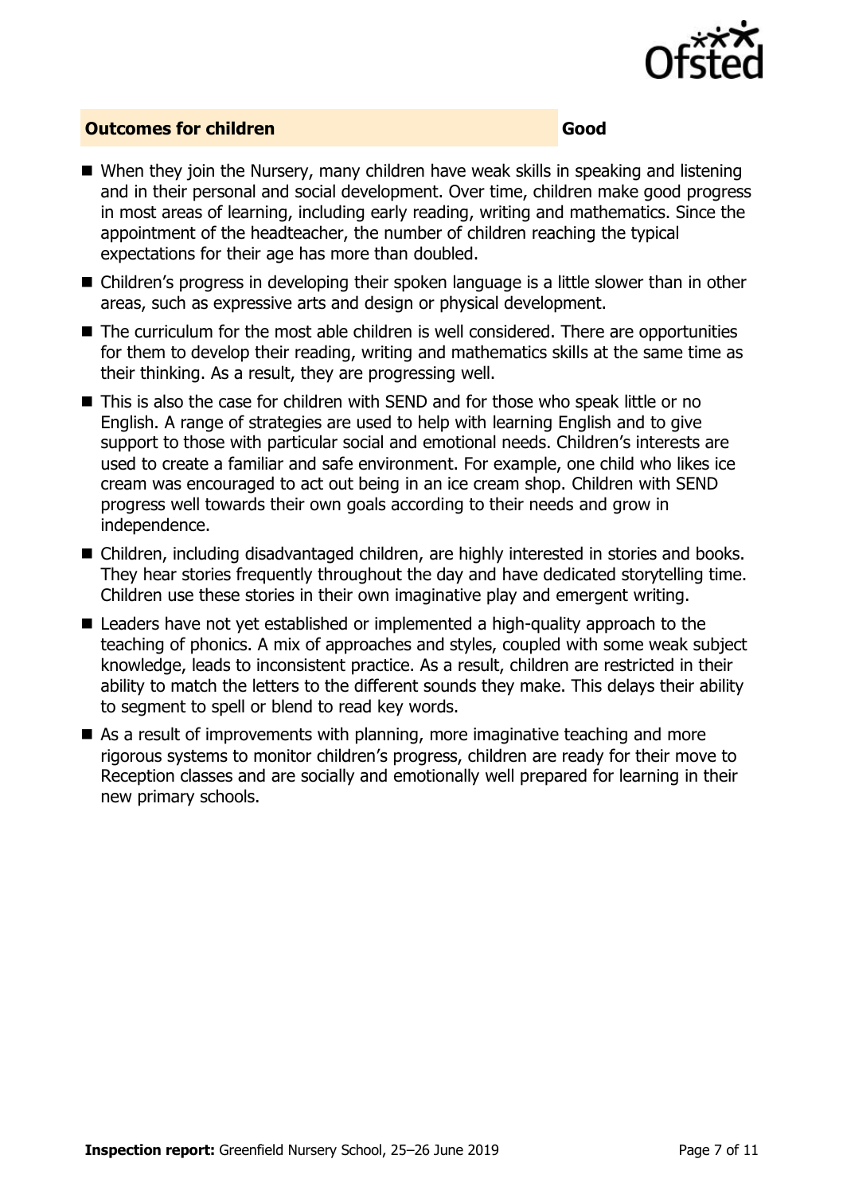## Outcomes for children — Good

- When they join the Nursery, many children have weak skills in speaking and listening and in their personal and social development. Over time, children make good progress in most areas of learning, including early reading, writing and mathematics. Since the appointment of the headteacher, the number of children reaching the typical expectations for their age has more than doubled.
- Children's progress in developing their spoken language is a little slower than in other areas, such as expressive arts and design or physical development.
- The curriculum for the most able children is well considered. There are opportunities for them to develop their reading, writing and mathematics skills at the same time as their thinking. As a result, they are progressing well.
- This is also the case for children with SEND and for those who speak little or no English. A range of strategies are used to help with learning English and to give support to those with particular social and emotional needs. Children's interests are used to create a familiar and safe environment. For example, one child who likes ice cream was encouraged to act out being in an ice cream shop. Children with SEND progress well towards their own goals according to their needs and grow in independence.
- Children, including disadvantaged children, are highly interested in stories and books. They hear stories frequently throughout the day and have dedicated storytelling time. Children use these stories in their own imaginative play and emergent writing.
- Leaders have not yet established or implemented a high-quality approach to the teaching of phonics. A mix of approaches and styles, coupled with some weak subject knowledge, leads to inconsistent practice. As a result, children are restricted in their ability to match the letters to the different sounds they make. This delays their ability to segment to spell or blend to read key words.
- As a result of improvements with planning, more imaginative teaching and more rigorous systems to monitor children's progress, children are ready for their move to Reception classes and are socially and emotionally well prepared for learning in their new primary schools.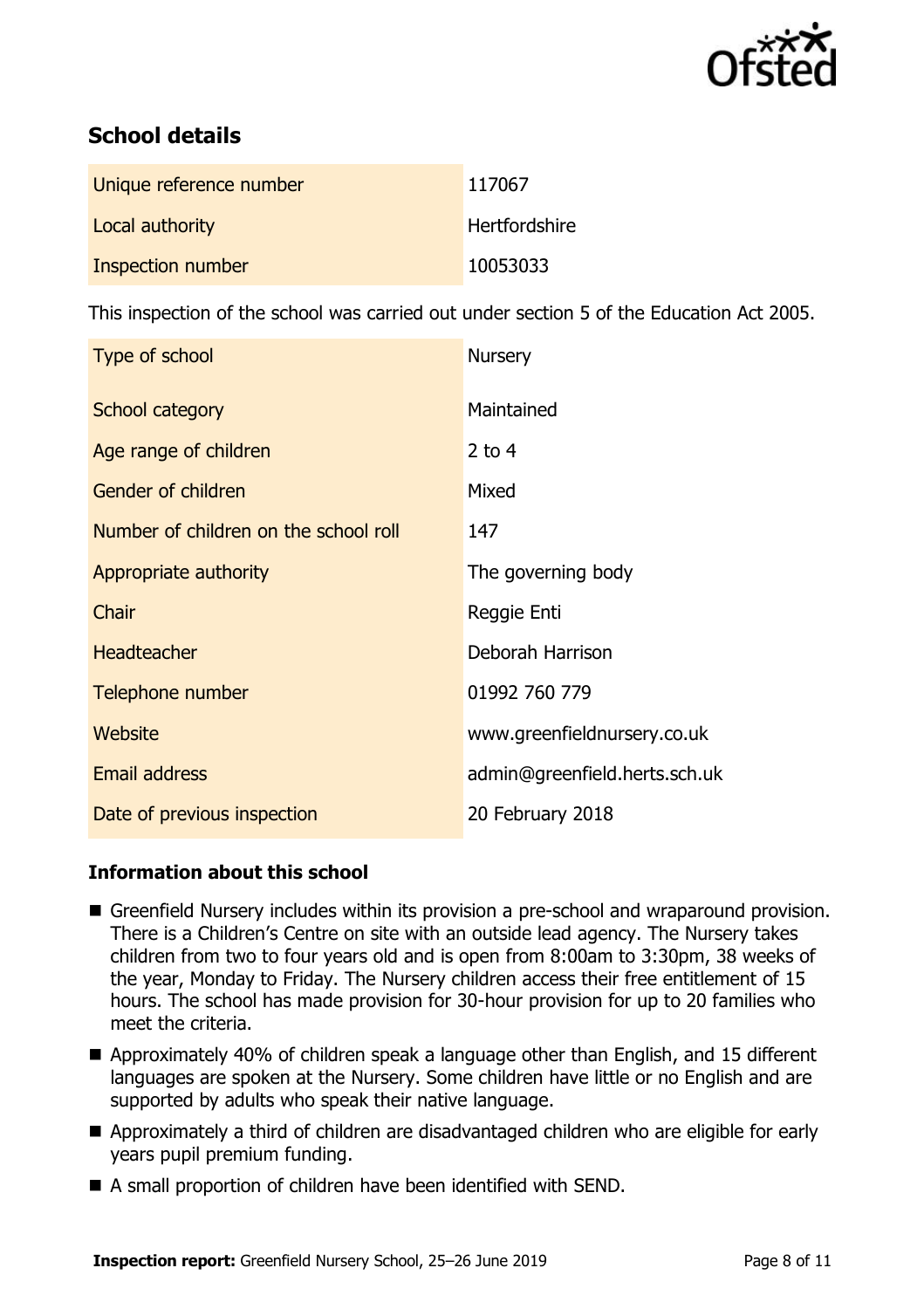## School details

| | |
|---|---|
| Unique reference number | 117067 |
| Local authority | Hertfordshire |
| Inspection number | 10053033 |

This inspection of the school was carried out under section 5 of the Education Act 2005.

| | |
|---|---|
| Type of school | Nursery |
| School category | Maintained |
| Age range of children | 2 to 4 |
| Gender of children | Mixed |
| Number of children on the school roll | 147 |
| Appropriate authority | The governing body |
| Chair | Reggie Enti |
| Headteacher | Deborah Harrison |
| Telephone number | 01992 760 779 |
| Website | www.greenfieldnursery.co.uk |
| Email address | admin@greenfield.herts.sch.uk |
| Date of previous inspection | 20 February 2018 |

### Information about this school

- Greenfield Nursery includes within its provision a pre-school and wraparound provision. There is a Children's Centre on site with an outside lead agency. The Nursery takes children from two to four years old and is open from 8:00am to 3:30pm, 38 weeks of the year, Monday to Friday. The Nursery children access their free entitlement of 15 hours. The school has made provision for 30-hour provision for up to 20 families who meet the criteria.
- Approximately 40% of children speak a language other than English, and 15 different languages are spoken at the Nursery. Some children have little or no English and are supported by adults who speak their native language.
- Approximately a third of children are disadvantaged children who are eligible for early years pupil premium funding.
- A small proportion of children have been identified with SEND.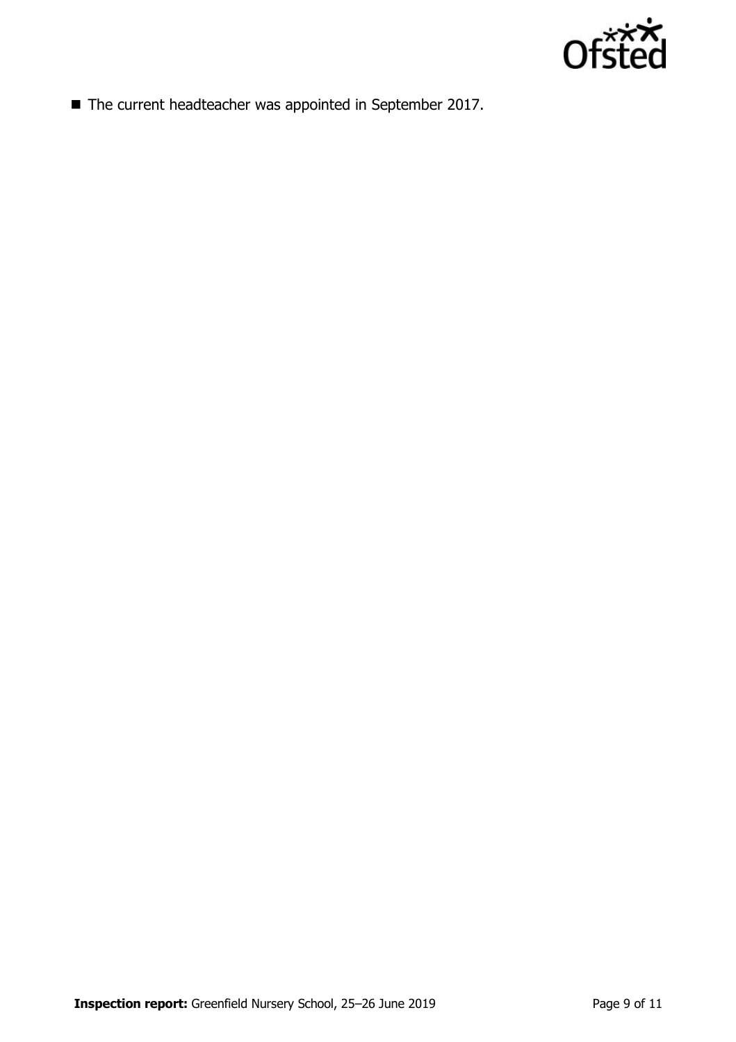- The current headteacher was appointed in September 2017.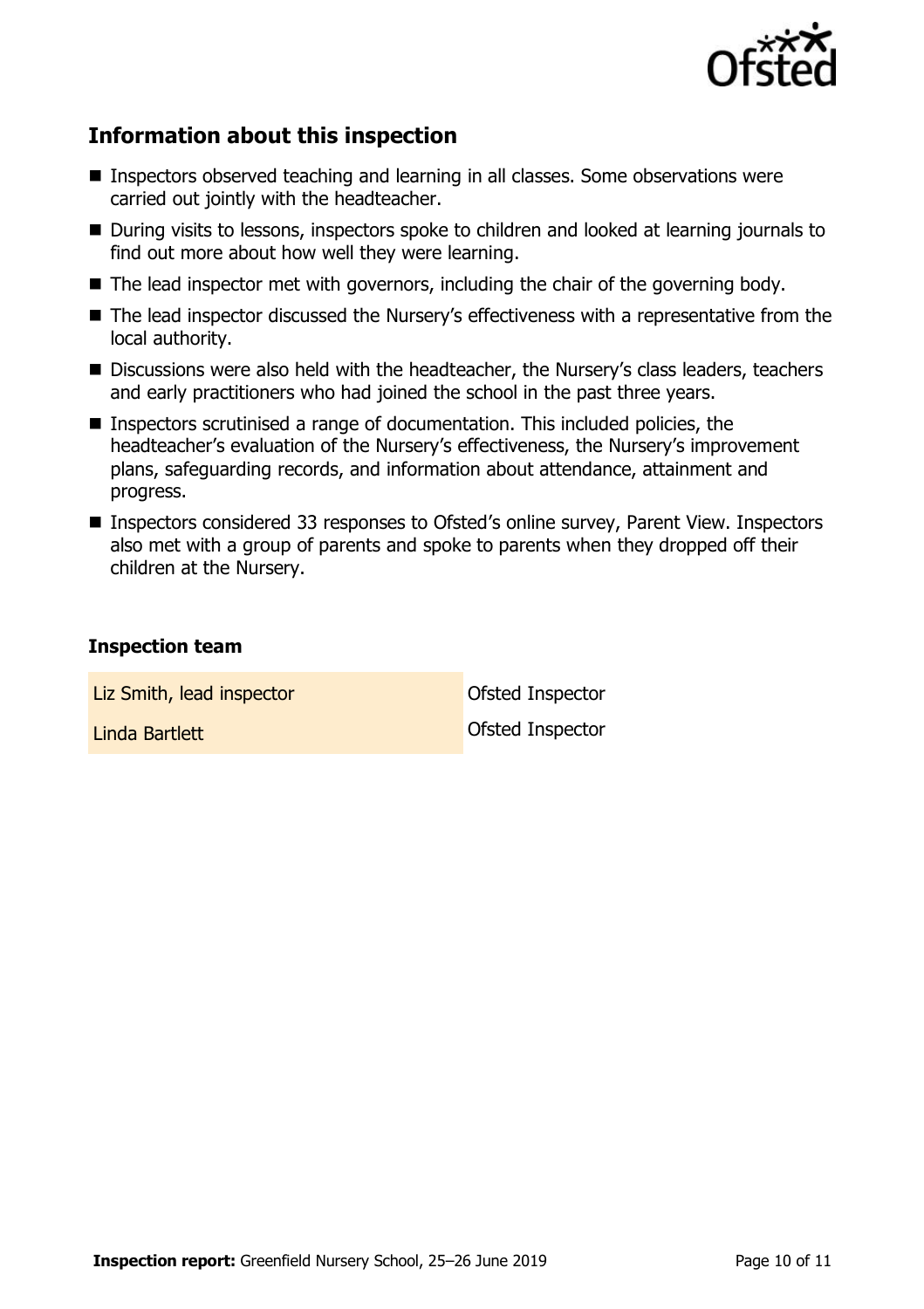## Information about this inspection

- Inspectors observed teaching and learning in all classes. Some observations were carried out jointly with the headteacher.
- During visits to lessons, inspectors spoke to children and looked at learning journals to find out more about how well they were learning.
- The lead inspector met with governors, including the chair of the governing body.
- The lead inspector discussed the Nursery's effectiveness with a representative from the local authority.
- Discussions were also held with the headteacher, the Nursery's class leaders, teachers and early practitioners who had joined the school in the past three years.
- Inspectors scrutinised a range of documentation. This included policies, the headteacher's evaluation of the Nursery's effectiveness, the Nursery's improvement plans, safeguarding records, and information about attendance, attainment and progress.
- Inspectors considered 33 responses to Ofsted's online survey, Parent View. Inspectors also met with a group of parents and spoke to parents when they dropped off their children at the Nursery.

### Inspection team

| | |
|---|---|
| Liz Smith, lead inspector | Ofsted Inspector |
| Linda Bartlett | Ofsted Inspector |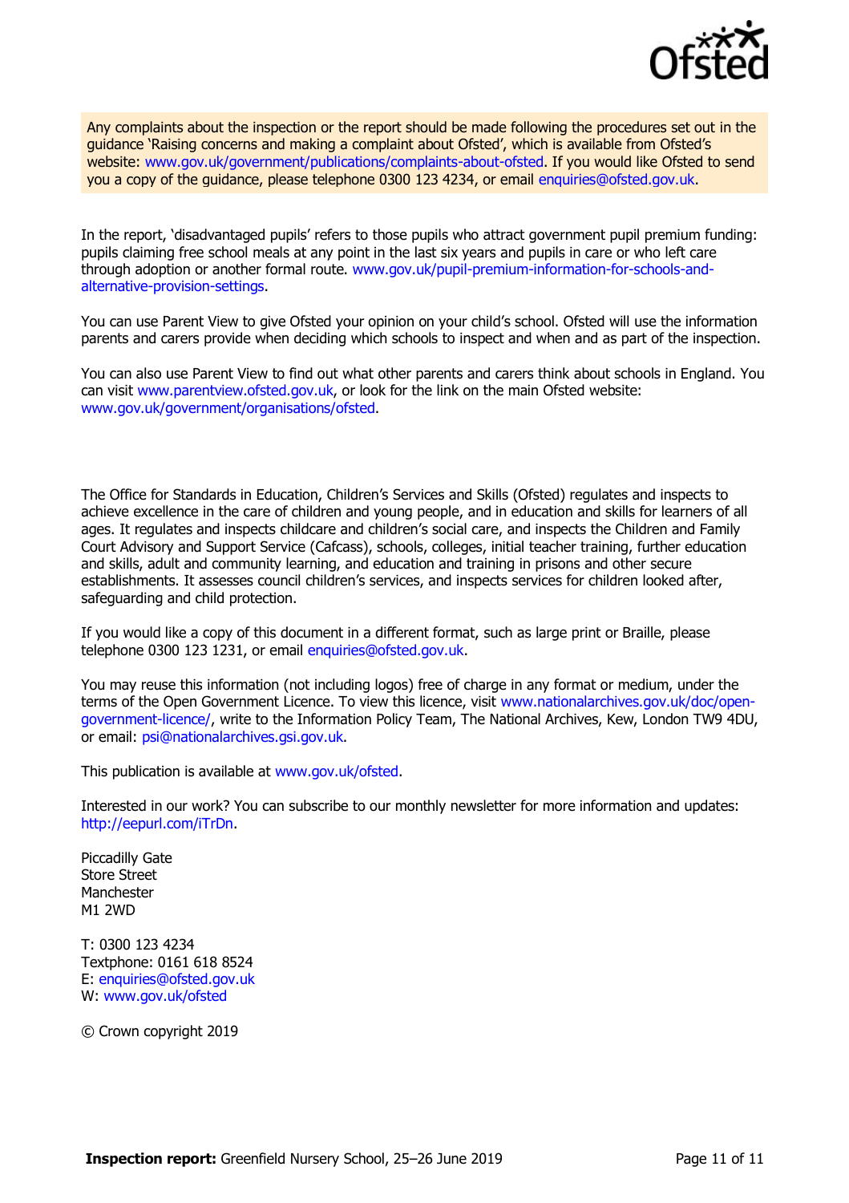Any complaints about the inspection or the report should be made following the procedures set out in the guidance 'Raising concerns and making a complaint about Ofsted', which is available from Ofsted's website: www.gov.uk/government/publications/complaints-about-ofsted. If you would like Ofsted to send you a copy of the guidance, please telephone 0300 123 4234, or email enquiries@ofsted.gov.uk.

In the report, 'disadvantaged pupils' refers to those pupils who attract government pupil premium funding: pupils claiming free school meals at any point in the last six years and pupils in care or who left care through adoption or another formal route. www.gov.uk/pupil-premium-information-for-schools-and-alternative-provision-settings.

You can use Parent View to give Ofsted your opinion on your child's school. Ofsted will use the information parents and carers provide when deciding which schools to inspect and when and as part of the inspection.

You can also use Parent View to find out what other parents and carers think about schools in England. You can visit www.parentview.ofsted.gov.uk, or look for the link on the main Ofsted website: www.gov.uk/government/organisations/ofsted.

The Office for Standards in Education, Children's Services and Skills (Ofsted) regulates and inspects to achieve excellence in the care of children and young people, and in education and skills for learners of all ages. It regulates and inspects childcare and children's social care, and inspects the Children and Family Court Advisory and Support Service (Cafcass), schools, colleges, initial teacher training, further education and skills, adult and community learning, and education and training in prisons and other secure establishments. It assesses council children's services, and inspects services for children looked after, safeguarding and child protection.

If you would like a copy of this document in a different format, such as large print or Braille, please telephone 0300 123 1231, or email enquiries@ofsted.gov.uk.

You may reuse this information (not including logos) free of charge in any format or medium, under the terms of the Open Government Licence. To view this licence, visit www.nationalarchives.gov.uk/doc/open-government-licence/, write to the Information Policy Team, The National Archives, Kew, London TW9 4DU, or email: psi@nationalarchives.gsi.gov.uk.

This publication is available at www.gov.uk/ofsted.

Interested in our work? You can subscribe to our monthly newsletter for more information and updates: http://eepurl.com/iTrDn.

Piccadilly Gate
Store Street
Manchester
M1 2WD

T: 0300 123 4234
Textphone: 0161 618 8524
E: enquiries@ofsted.gov.uk
W: www.gov.uk/ofsted

© Crown copyright 2019